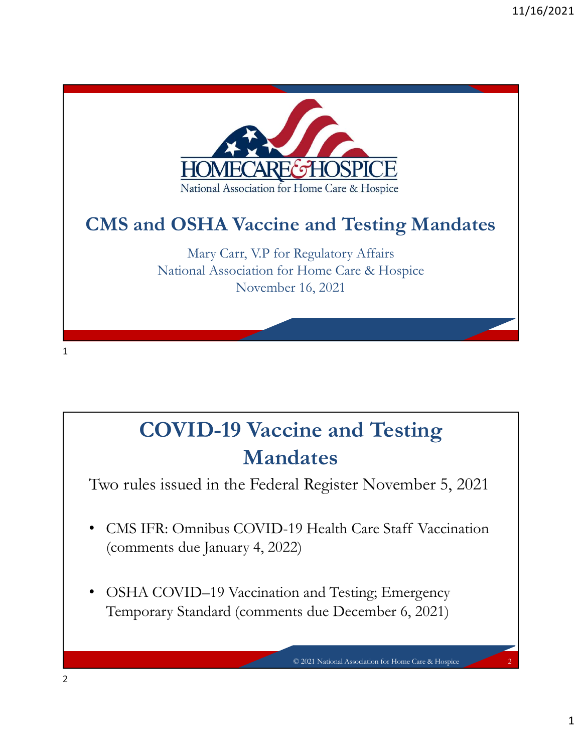HOMECARE & HOSPICE

National Association for Home Care & Hospice

# CMS and OSHA Vaccine and Testing Mandates

Mary Carr, V.P for Regulatory Affairs
National Association for Home Care & Hospice
November 16, 2021

## COVID-19 Vaccine and Testing Mandates

Two rules issued in the Federal Register November 5, 2021

- CMS IFR: Omnibus COVID-19 Health Care Staff Vaccination (comments due January 4, 2022)
- OSHA COVID–19 Vaccination and Testing; Emergency Temporary Standard (comments due December 6, 2021)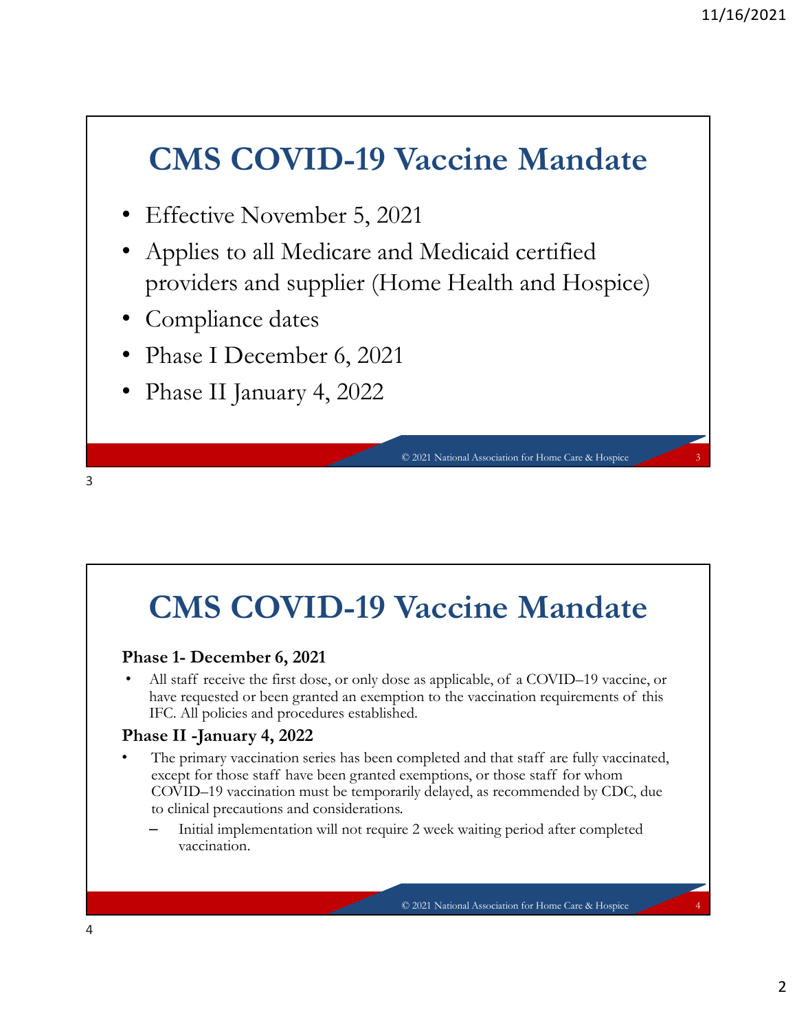# CMS COVID-19 Vaccine Mandate

- Effective November 5, 2021
- Applies to all Medicare and Medicaid certified providers and supplier (Home Health and Hospice)
- Compliance dates
- Phase I December 6, 2021
- Phase II January 4, 2022

# CMS COVID-19 Vaccine Mandate

**Phase 1- December 6, 2021**

- All staff receive the first dose, or only dose as applicable, of a COVID–19 vaccine, or have requested or been granted an exemption to the vaccination requirements of this IFC. All policies and procedures established.

**Phase II -January 4, 2022**

- The primary vaccination series has been completed and that staff are fully vaccinated, except for those staff have been granted exemptions, or those staff for whom COVID–19 vaccination must be temporarily delayed, as recommended by CDC, due to clinical precautions and considerations.
  - Initial implementation will not require 2 week waiting period after completed vaccination.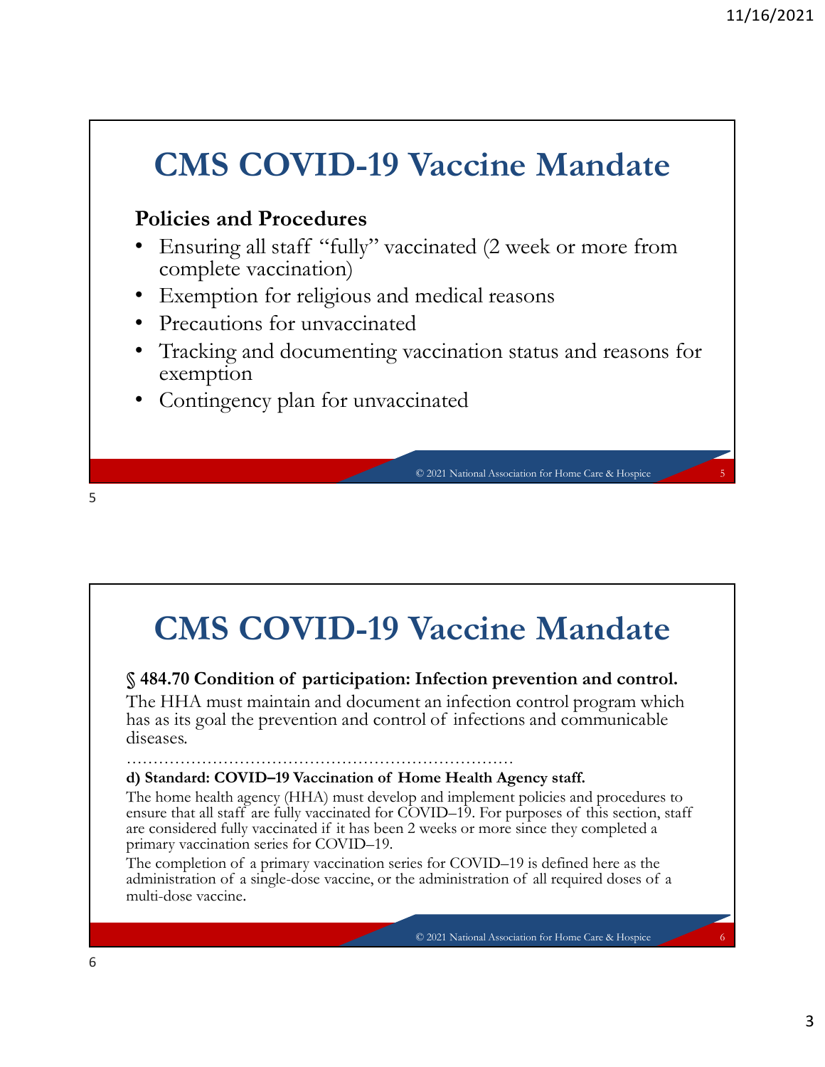# CMS COVID-19 Vaccine Mandate

**Policies and Procedures**

- Ensuring all staff "fully" vaccinated (2 week or more from complete vaccination)
- Exemption for religious and medical reasons
- Precautions for unvaccinated
- Tracking and documenting vaccination status and reasons for exemption
- Contingency plan for unvaccinated

# CMS COVID-19 Vaccine Mandate

**§ 484.70 Condition of participation: Infection prevention and control.**

The HHA must maintain and document an infection control program which has as its goal the prevention and control of infections and communicable diseases.

……………………………………………………………

**d) Standard: COVID–19 Vaccination of Home Health Agency staff.**

The home health agency (HHA) must develop and implement policies and procedures to ensure that all staff are fully vaccinated for COVID–19. For purposes of this section, staff are considered fully vaccinated if it has been 2 weeks or more since they completed a primary vaccination series for COVID–19.

The completion of a primary vaccination series for COVID–19 is defined here as the administration of a single-dose vaccine, or the administration of all required doses of a multi-dose vaccine.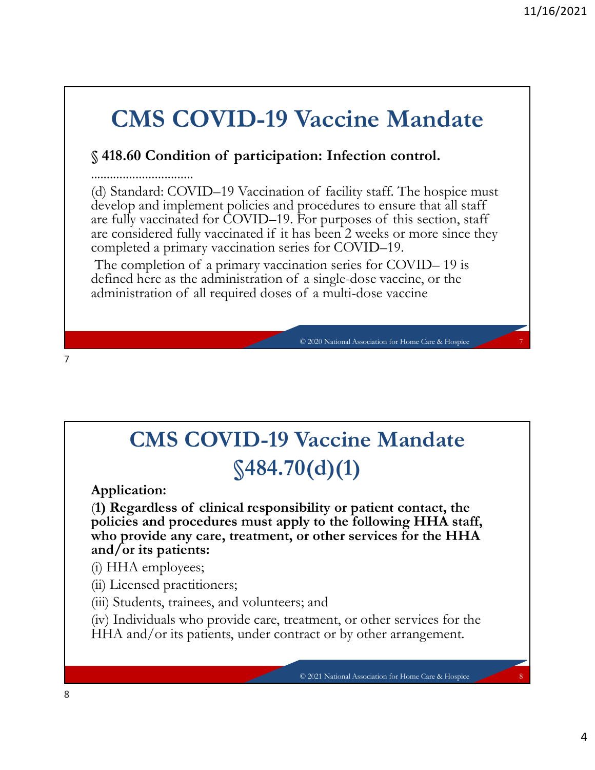# CMS COVID-19 Vaccine Mandate

**§ 418.60 Condition of participation: Infection control.**

……………………………

(d) Standard: COVID–19 Vaccination of facility staff. The hospice must develop and implement policies and procedures to ensure that all staff are fully vaccinated for COVID–19. For purposes of this section, staff are considered fully vaccinated if it has been 2 weeks or more since they completed a primary vaccination series for COVID–19.

The completion of a primary vaccination series for COVID– 19 is defined here as the administration of a single-dose vaccine, or the administration of all required doses of a multi-dose vaccine

© 2020 National Association for Home Care & Hospice

# CMS COVID-19 Vaccine Mandate §484.70(d)(1)

**Application:**

(**1) Regardless of clinical responsibility or patient contact, the policies and procedures must apply to the following HHA staff, who provide any care, treatment, or other services for the HHA and/or its patients:**

(i) HHA employees;

(ii) Licensed practitioners;

(iii) Students, trainees, and volunteers; and

(iv) Individuals who provide care, treatment, or other services for the HHA and/or its patients, under contract or by other arrangement.

© 2021 National Association for Home Care & Hospice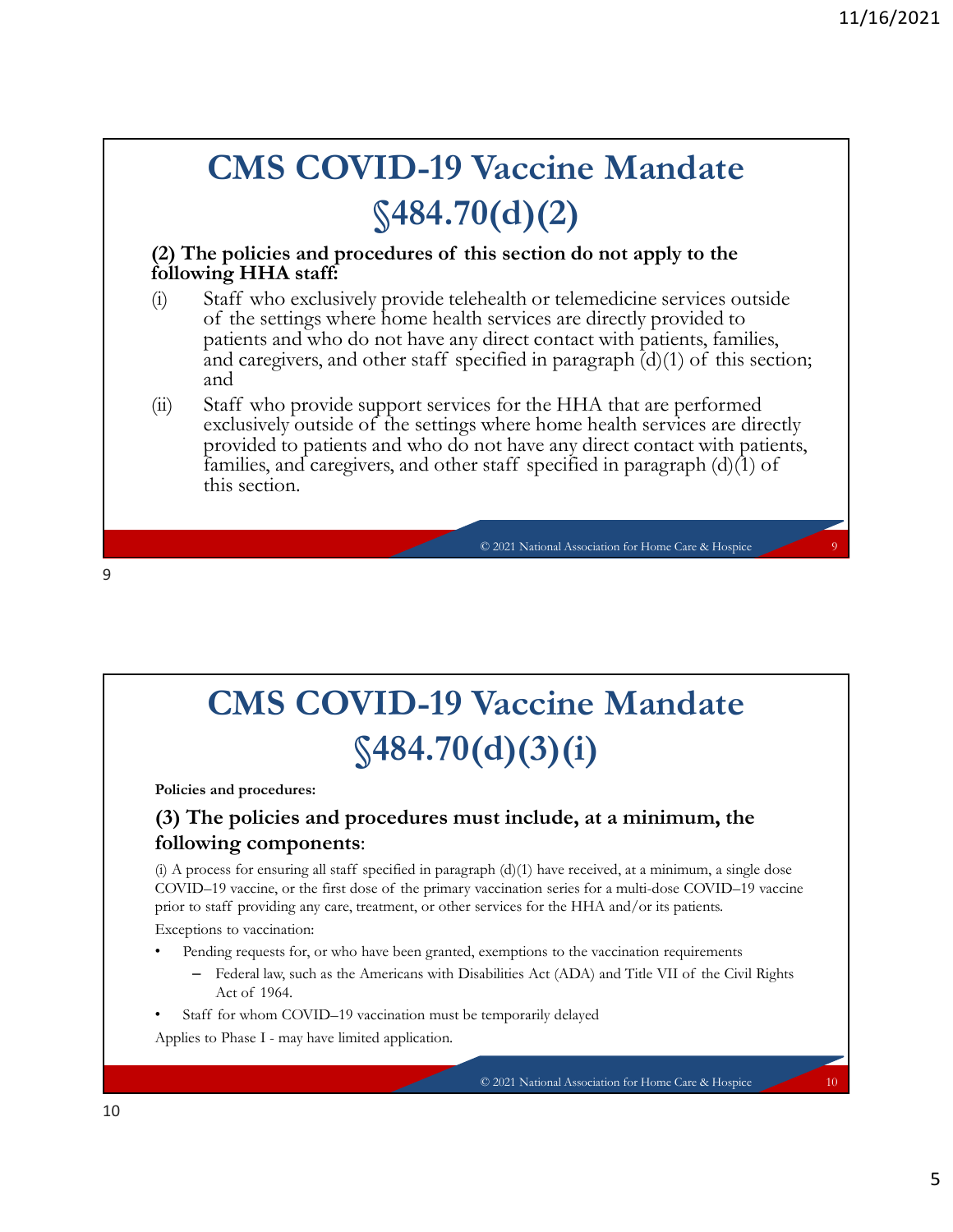# CMS COVID-19 Vaccine Mandate §484.70(d)(2)

**(2) The policies and procedures of this section do not apply to the following HHA staff:**

(i) Staff who exclusively provide telehealth or telemedicine services outside of the settings where home health services are directly provided to patients and who do not have any direct contact with patients, families, and caregivers, and other staff specified in paragraph (d)(1) of this section; and

(ii) Staff who provide support services for the HHA that are performed exclusively outside of the settings where home health services are directly provided to patients and who do not have any direct contact with patients, families, and caregivers, and other staff specified in paragraph (d)(1) of this section.

# CMS COVID-19 Vaccine Mandate §484.70(d)(3)(i)

**Policies and procedures:**

**(3) The policies and procedures must include, at a minimum, the following components**:

(i) A process for ensuring all staff specified in paragraph (d)(1) have received, at a minimum, a single dose COVID–19 vaccine, or the first dose of the primary vaccination series for a multi-dose COVID–19 vaccine prior to staff providing any care, treatment, or other services for the HHA and/or its patients.

Exceptions to vaccination:

- Pending requests for, or who have been granted, exemptions to the vaccination requirements
  - Federal law, such as the Americans with Disabilities Act (ADA) and Title VII of the Civil Rights Act of 1964.
- Staff for whom COVID–19 vaccination must be temporarily delayed

Applies to Phase I - may have limited application.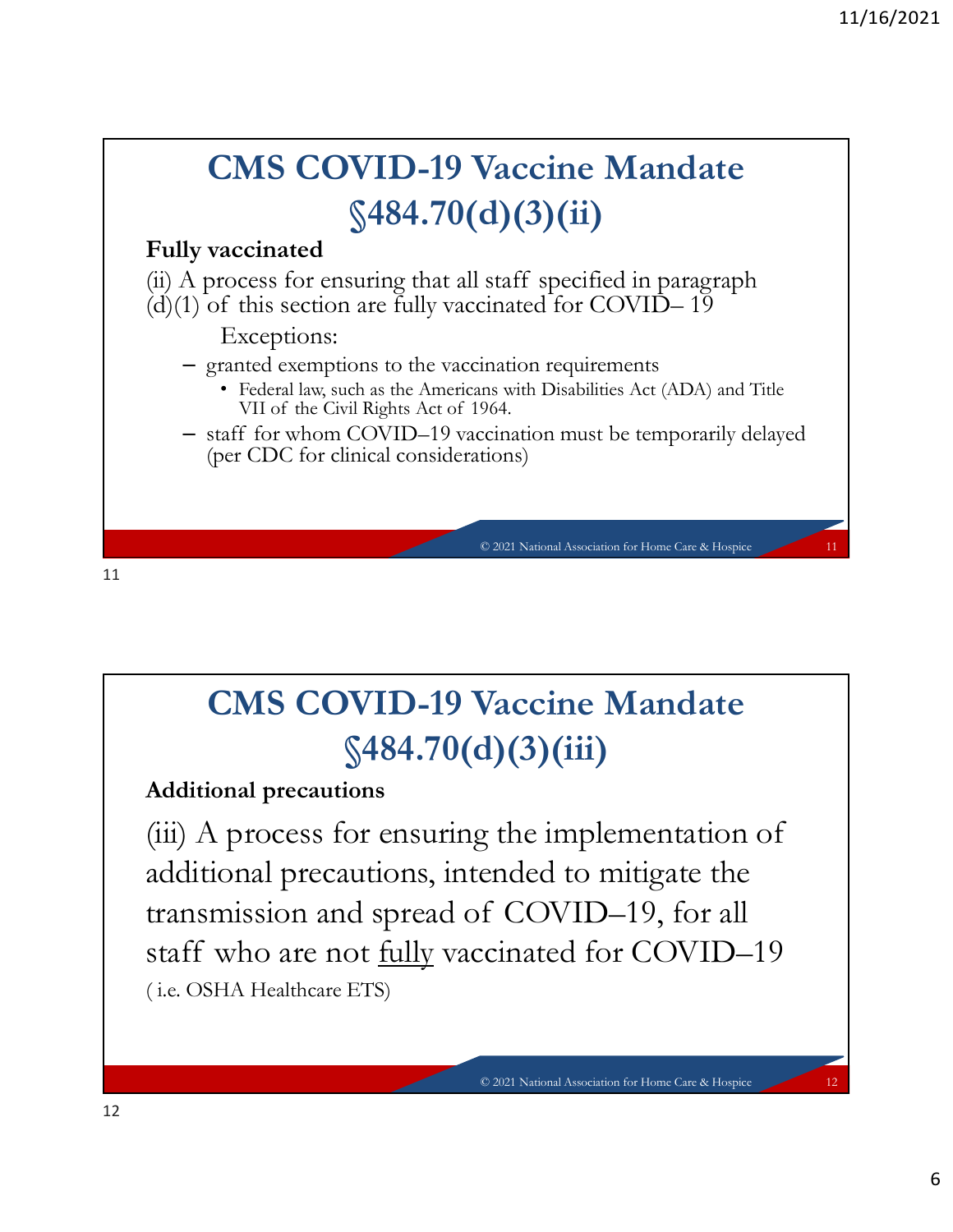# CMS COVID-19 Vaccine Mandate §484.70(d)(3)(ii)

**Fully vaccinated**

(ii) A process for ensuring that all staff specified in paragraph (d)(1) of this section are fully vaccinated for COVID– 19

Exceptions:

- granted exemptions to the vaccination requirements
  - Federal law, such as the Americans with Disabilities Act (ADA) and Title VII of the Civil Rights Act of 1964.
- staff for whom COVID–19 vaccination must be temporarily delayed (per CDC for clinical considerations)

© 2021 National Association for Home Care & Hospice

# CMS COVID-19 Vaccine Mandate §484.70(d)(3)(iii)

**Additional precautions**

(iii) A process for ensuring the implementation of additional precautions, intended to mitigate the transmission and spread of COVID–19, for all staff who are not <u>fully</u> vaccinated for COVID–19

( i.e. OSHA Healthcare ETS)

© 2021 National Association for Home Care & Hospice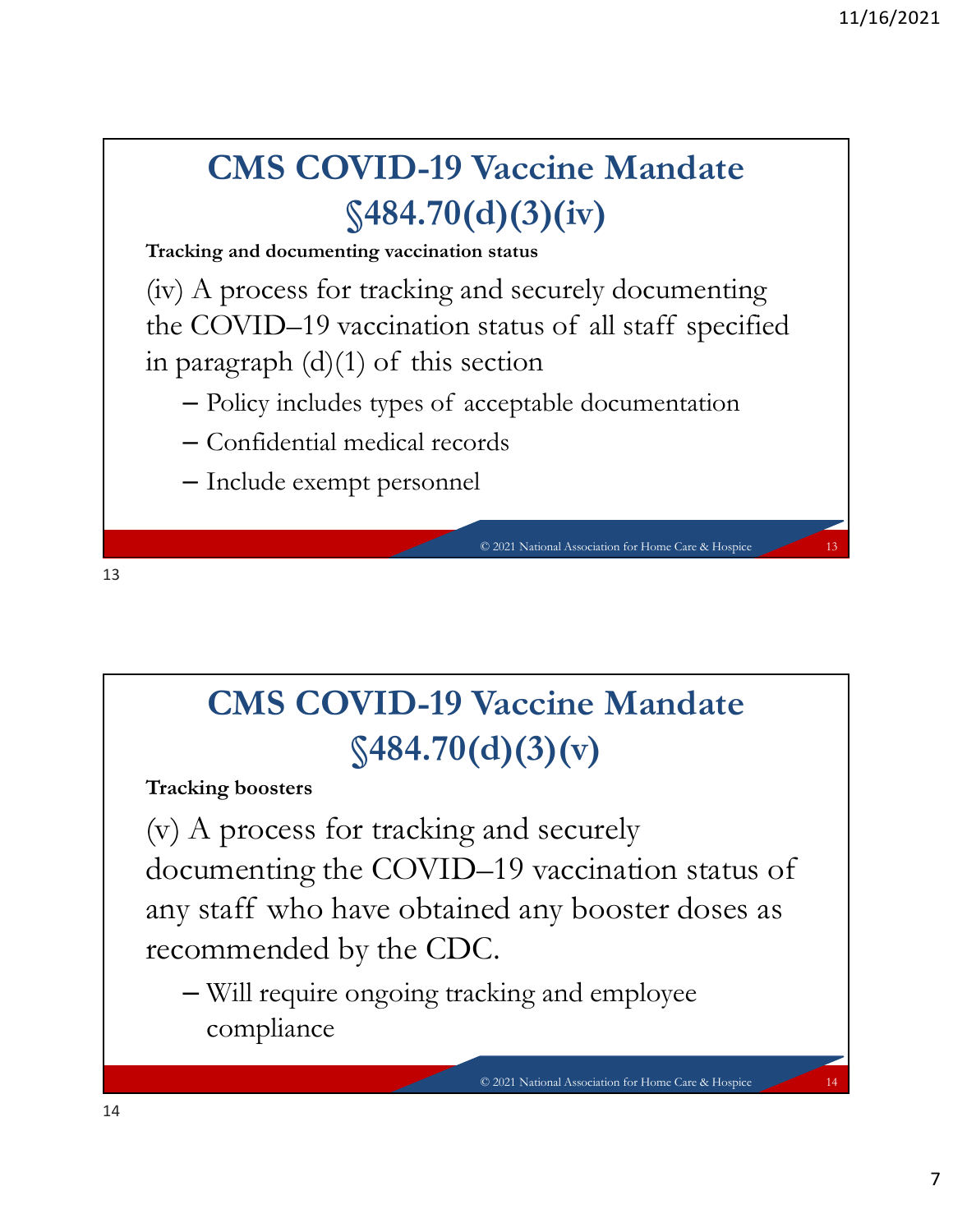# CMS COVID-19 Vaccine Mandate §484.70(d)(3)(iv)

**Tracking and documenting vaccination status**

(iv) A process for tracking and securely documenting the COVID–19 vaccination status of all staff specified in paragraph (d)(1) of this section

- Policy includes types of acceptable documentation
- Confidential medical records
- Include exempt personnel

© 2021 National Association for Home Care & Hospice

# CMS COVID-19 Vaccine Mandate §484.70(d)(3)(v)

**Tracking boosters**

(v) A process for tracking and securely documenting the COVID–19 vaccination status of any staff who have obtained any booster doses as recommended by the CDC.

- Will require ongoing tracking and employee compliance

© 2021 National Association for Home Care & Hospice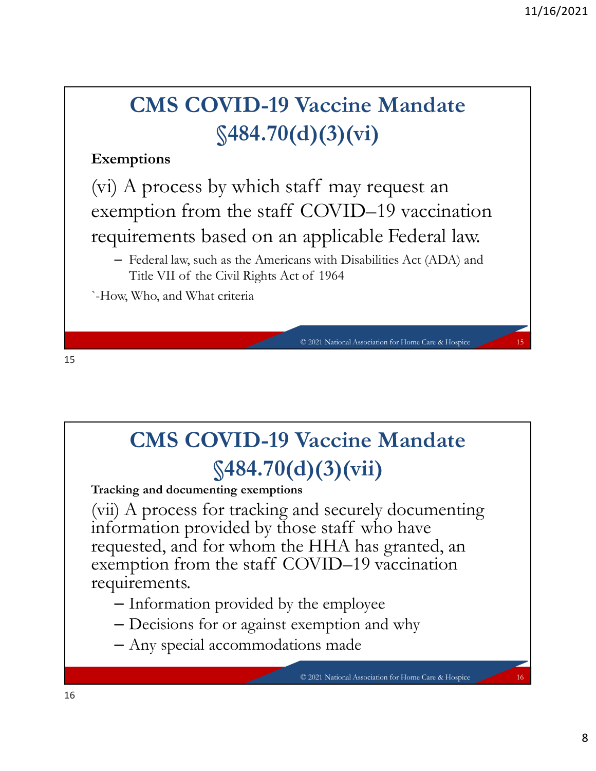## CMS COVID-19 Vaccine Mandate §484.70(d)(3)(vi)

**Exemptions**

(vi) A process by which staff may request an exemption from the staff COVID–19 vaccination requirements based on an applicable Federal law.

- Federal law, such as the Americans with Disabilities Act (ADA) and Title VII of the Civil Rights Act of 1964

`-How, Who, and What criteria

## CMS COVID-19 Vaccine Mandate §484.70(d)(3)(vii)

**Tracking and documenting exemptions**

(vii) A process for tracking and securely documenting information provided by those staff who have requested, and for whom the HHA has granted, an exemption from the staff COVID–19 vaccination requirements.

- Information provided by the employee
- Decisions for or against exemption and why
- Any special accommodations made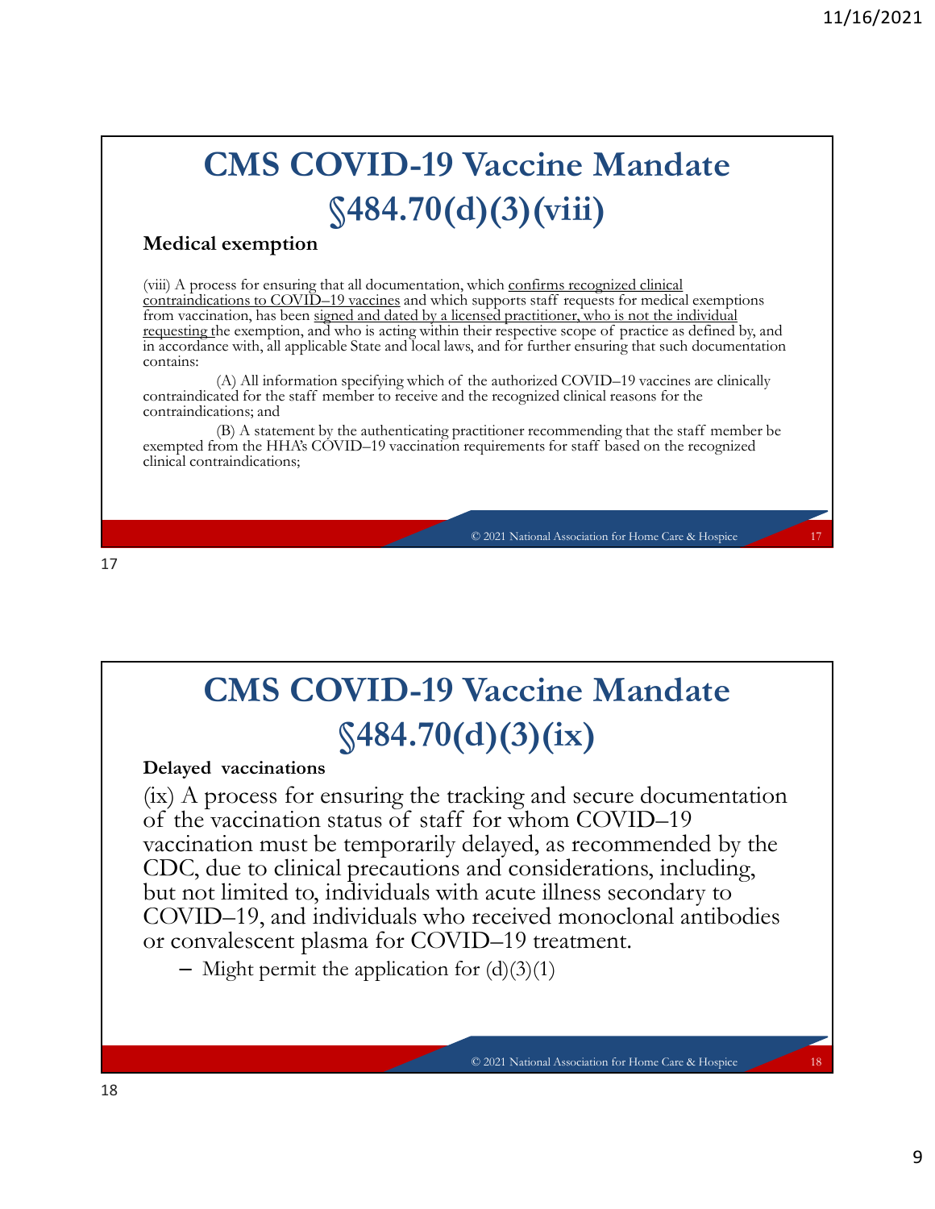# CMS COVID-19 Vaccine Mandate §484.70(d)(3)(viii)

**Medical exemption**

(viii) A process for ensuring that all documentation, which confirms recognized clinical contraindications to COVID–19 vaccines and which supports staff requests for medical exemptions from vaccination, has been signed and dated by a licensed practitioner, who is not the individual requesting the exemption, and who is acting within their respective scope of practice as defined by, and in accordance with, all applicable State and local laws, and for further ensuring that such documentation contains:

(A) All information specifying which of the authorized COVID–19 vaccines are clinically contraindicated for the staff member to receive and the recognized clinical reasons for the contraindications; and

(B) A statement by the authenticating practitioner recommending that the staff member be exempted from the HHA's COVID–19 vaccination requirements for staff based on the recognized clinical contraindications;

© 2021 National Association for Home Care & Hospice

# CMS COVID-19 Vaccine Mandate §484.70(d)(3)(ix)

**Delayed vaccinations**

(ix) A process for ensuring the tracking and secure documentation of the vaccination status of staff for whom COVID–19 vaccination must be temporarily delayed, as recommended by the CDC, due to clinical precautions and considerations, including, but not limited to, individuals with acute illness secondary to COVID–19, and individuals who received monoclonal antibodies or convalescent plasma for COVID–19 treatment.

- Might permit the application for (d)(3)(1)

© 2021 National Association for Home Care & Hospice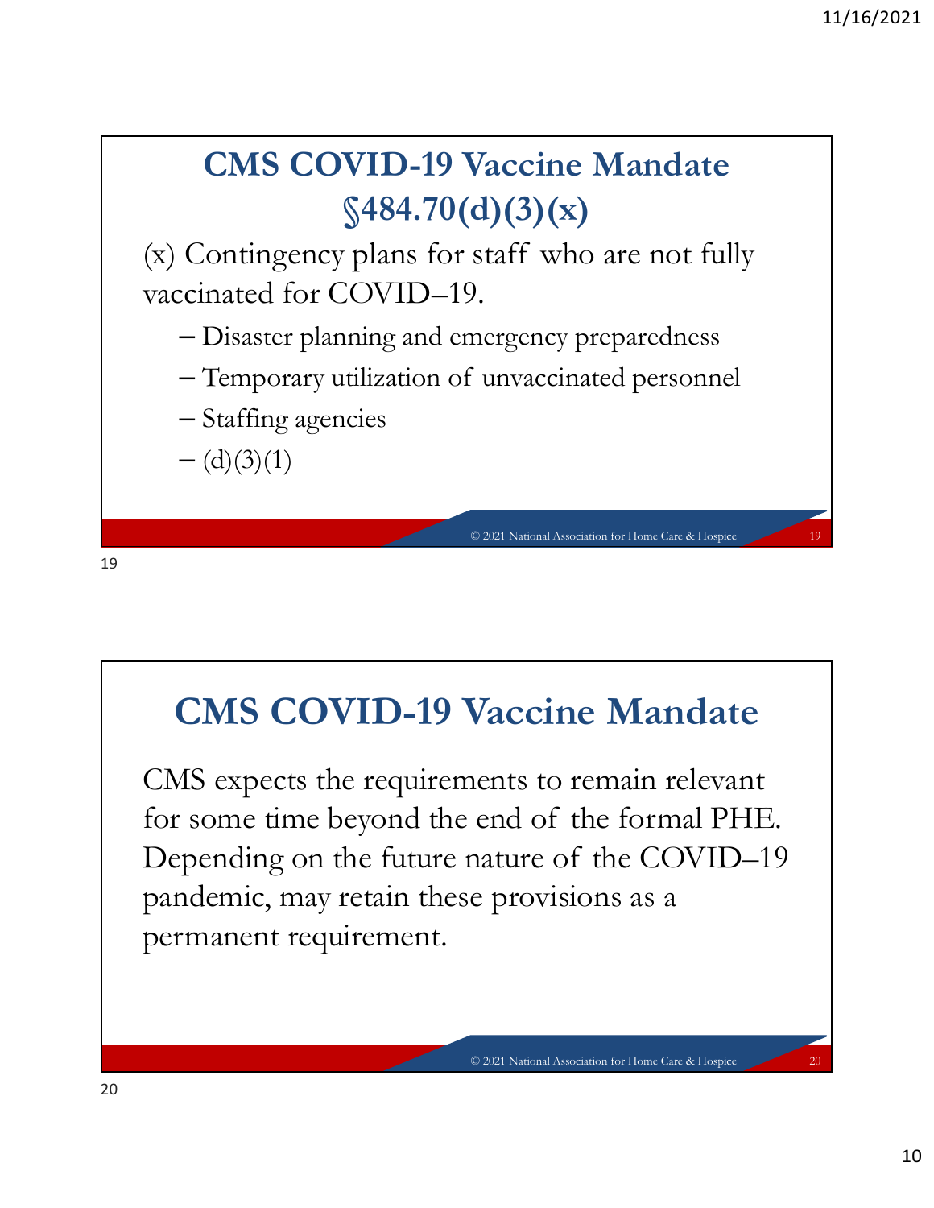## CMS COVID-19 Vaccine Mandate §484.70(d)(3)(x)

(x) Contingency plans for staff who are not fully vaccinated for COVID–19.

- Disaster planning and emergency preparedness
- Temporary utilization of unvaccinated personnel
- Staffing agencies
- (d)(3)(1)

© 2021 National Association for Home Care & Hospice

## CMS COVID-19 Vaccine Mandate

CMS expects the requirements to remain relevant for some time beyond the end of the formal PHE. Depending on the future nature of the COVID–19 pandemic, may retain these provisions as a permanent requirement.

© 2021 National Association for Home Care & Hospice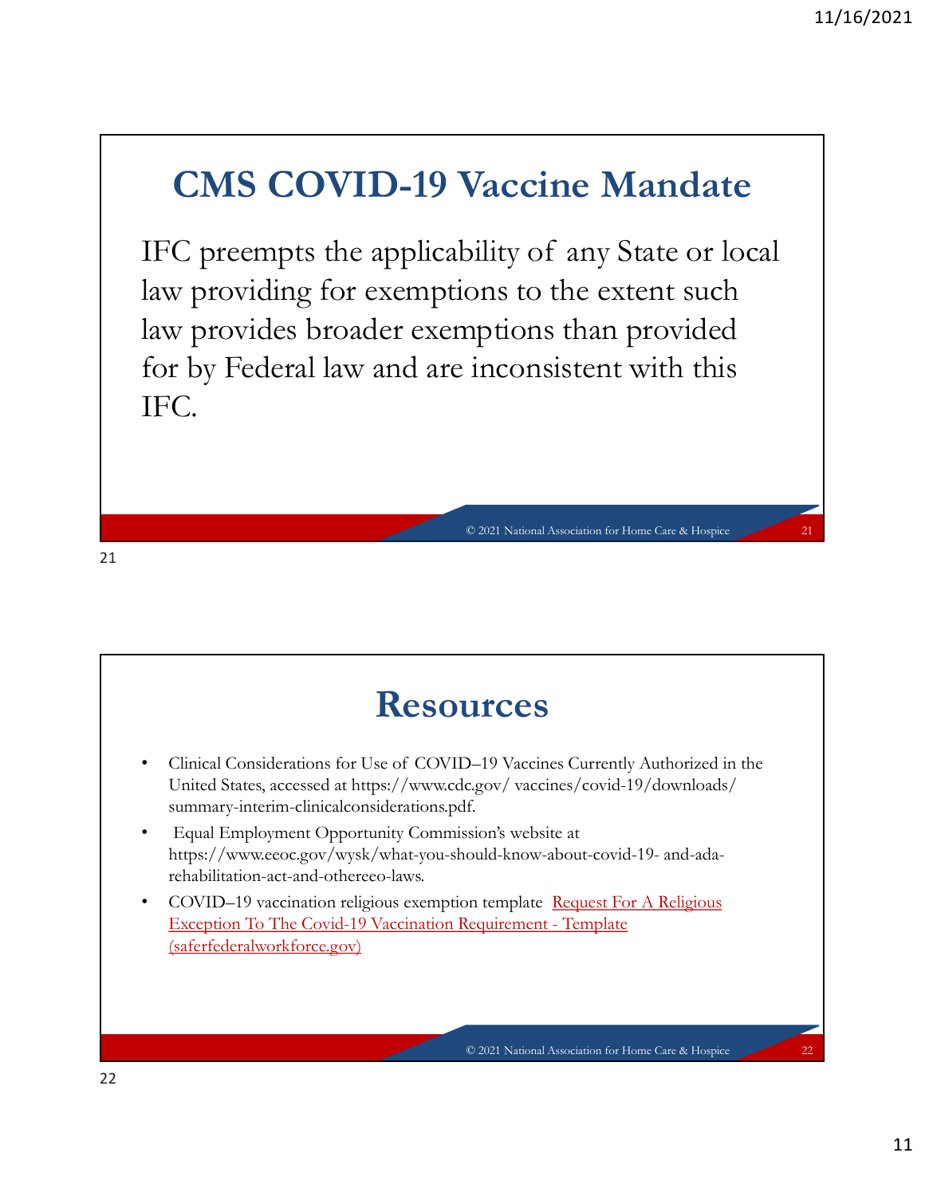# CMS COVID-19 Vaccine Mandate

IFC preempts the applicability of any State or local law providing for exemptions to the extent such law provides broader exemptions than provided for by Federal law and are inconsistent with this IFC.

# Resources

- Clinical Considerations for Use of COVID–19 Vaccines Currently Authorized in the United States, accessed at https://www.cdc.gov/ vaccines/covid-19/downloads/ summary-interim-clinicalconsiderations.pdf.
- Equal Employment Opportunity Commission's website at https://www.eeoc.gov/wysk/what-you-should-know-about-covid-19- and-ada-rehabilitation-act-and-othereeo-laws.
- COVID–19 vaccination religious exemption template Request For A Religious Exception To The Covid-19 Vaccination Requirement - Template (saferfederalworkforce.gov)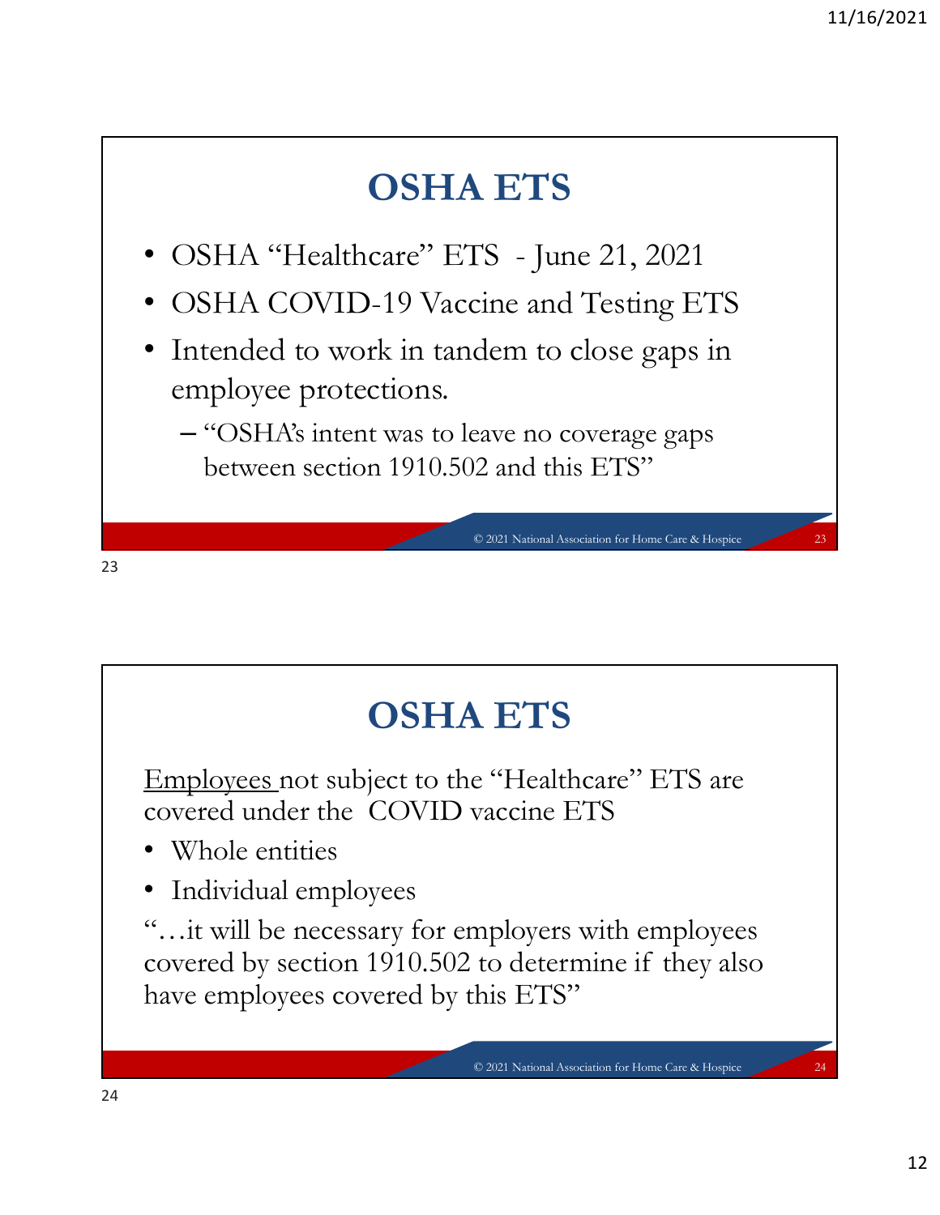# OSHA ETS

- OSHA "Healthcare" ETS - June 21, 2021
- OSHA COVID-19 Vaccine and Testing ETS
- Intended to work in tandem to close gaps in employee protections.
  - "OSHA's intent was to leave no coverage gaps between section 1910.502 and this ETS"

# OSHA ETS

Employees not subject to the "Healthcare" ETS are covered under the COVID vaccine ETS

- Whole entities
- Individual employees

"…it will be necessary for employers with employees covered by section 1910.502 to determine if they also have employees covered by this ETS"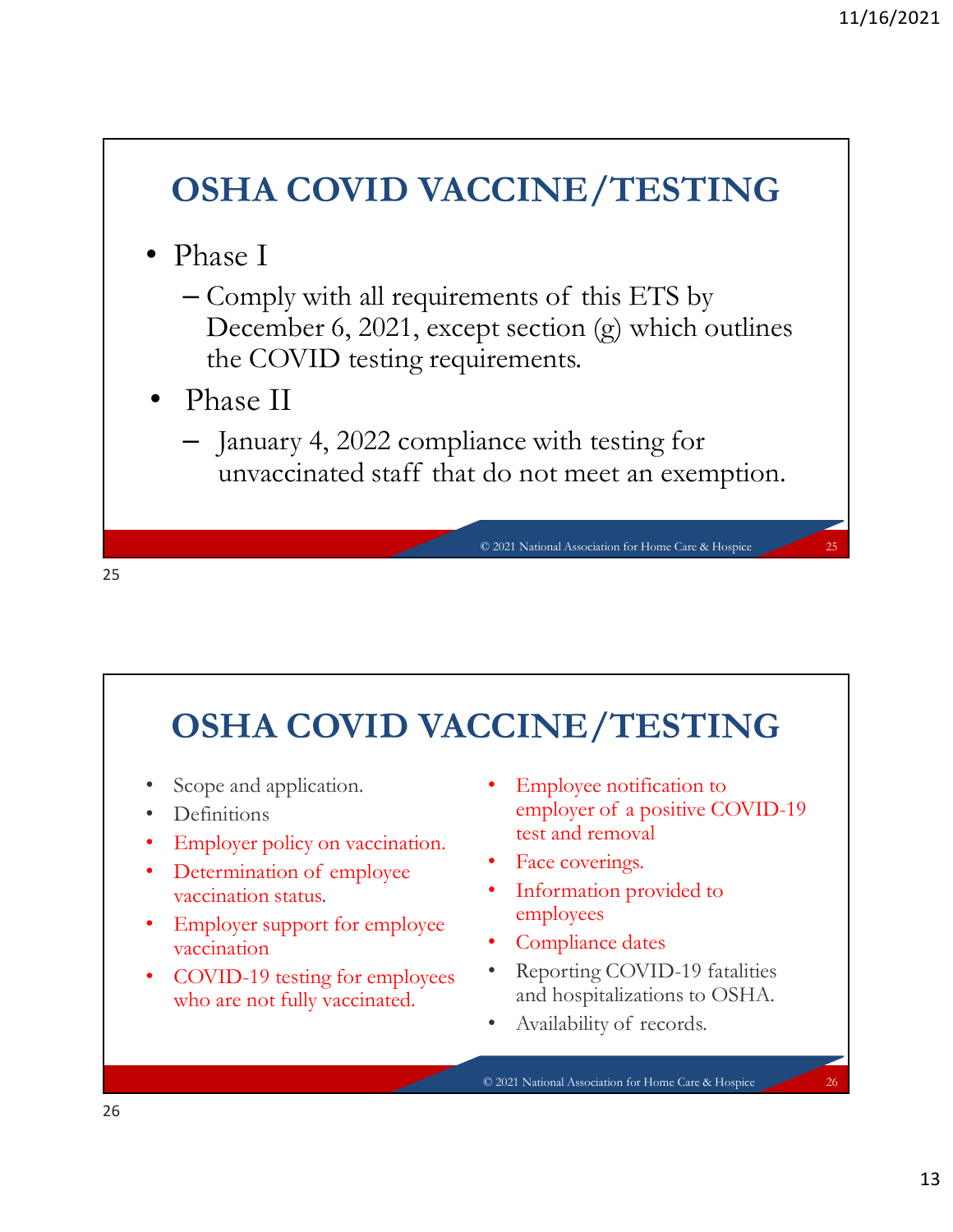# OSHA COVID VACCINE/TESTING

- Phase I
  - Comply with all requirements of this ETS by December 6, 2021, except section (g) which outlines the COVID testing requirements.
- Phase II
  - January 4, 2022 compliance with testing for unvaccinated staff that do not meet an exemption.

© 2021 National Association for Home Care & Hospice

# OSHA COVID VACCINE/TESTING

- Scope and application.
- Definitions
- Employer policy on vaccination.
- Determination of employee vaccination status.
- Employer support for employee vaccination
- COVID-19 testing for employees who are not fully vaccinated.
- Employee notification to employer of a positive COVID-19 test and removal
- Face coverings.
- Information provided to employees
- Compliance dates
- Reporting COVID-19 fatalities and hospitalizations to OSHA.
- Availability of records.

© 2021 National Association for Home Care & Hospice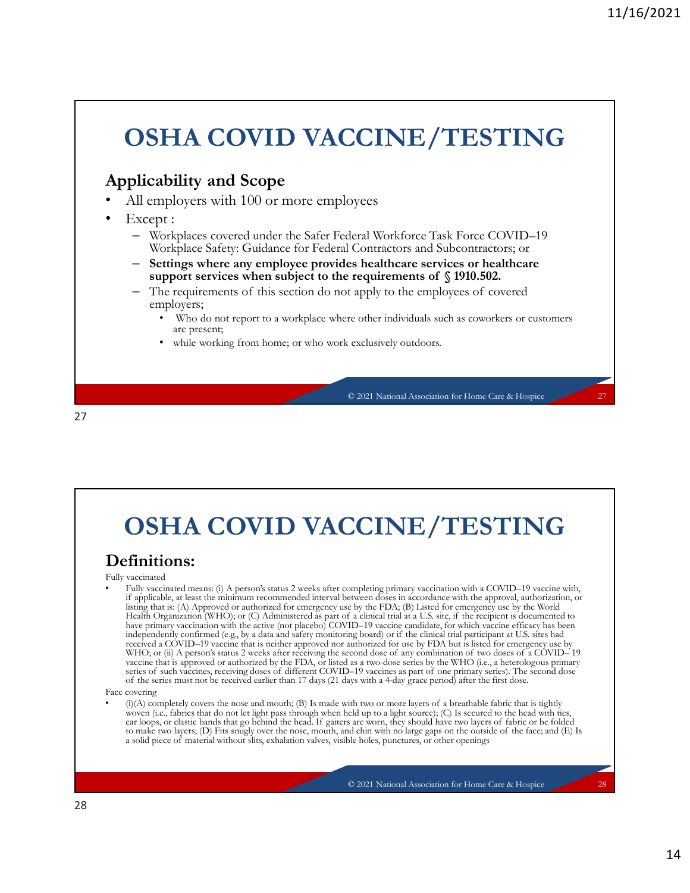# OSHA COVID VACCINE/TESTING

## Applicability and Scope

- All employers with 100 or more employees
- Except :
  - Workplaces covered under the Safer Federal Workforce Task Force COVID–19 Workplace Safety: Guidance for Federal Contractors and Subcontractors; or
  - **Settings where any employee provides healthcare services or healthcare support services when subject to the requirements of § 1910.502.**
  - The requirements of this section do not apply to the employees of covered employers;
    - Who do not report to a workplace where other individuals such as coworkers or customers are present;
    - while working from home; or who work exclusively outdoors.

# OSHA COVID VACCINE/TESTING

## Definitions:

Fully vaccinated

- Fully vaccinated means: (i) A person's status 2 weeks after completing primary vaccination with a COVID–19 vaccine with, if applicable, at least the minimum recommended interval between doses in accordance with the approval, authorization, or listing that is: (A) Approved or authorized for emergency use by the FDA; (B) Listed for emergency use by the World Health Organization (WHO); or (C) Administered as part of a clinical trial at a U.S. site, if the recipient is documented to have primary vaccination with the active (not placebo) COVID–19 vaccine candidate, for which vaccine efficacy has been independently confirmed (e.g., by a data and safety monitoring board) or if the clinical trial participant at U.S. sites had received a COVID–19 vaccine that is neither approved nor authorized for use by FDA but is listed for emergency use by WHO; or (ii) A person's status 2 weeks after receiving the second dose of any combination of two doses of a COVID– 19 vaccine that is approved or authorized by the FDA, or listed as a two-dose series by the WHO (i.e., a heterologous primary series of such vaccines, receiving doses of different COVID–19 vaccines as part of one primary series). The second dose of the series must not be received earlier than 17 days (21 days with a 4-day grace period) after the first dose.

Face covering

- (i)(A) completely covers the nose and mouth; (B) Is made with two or more layers of a breathable fabric that is tightly woven (i.e., fabrics that do not let light pass through when held up to a light source); (C) Is secured to the head with ties, ear loops, or elastic bands that go behind the head. If gaiters are worn, they should have two layers of fabric or be folded to make two layers; (D) Fits snugly over the nose, mouth, and chin with no large gaps on the outside of the face; and (E) Is a solid piece of material without slits, exhalation valves, visible holes, punctures, or other openings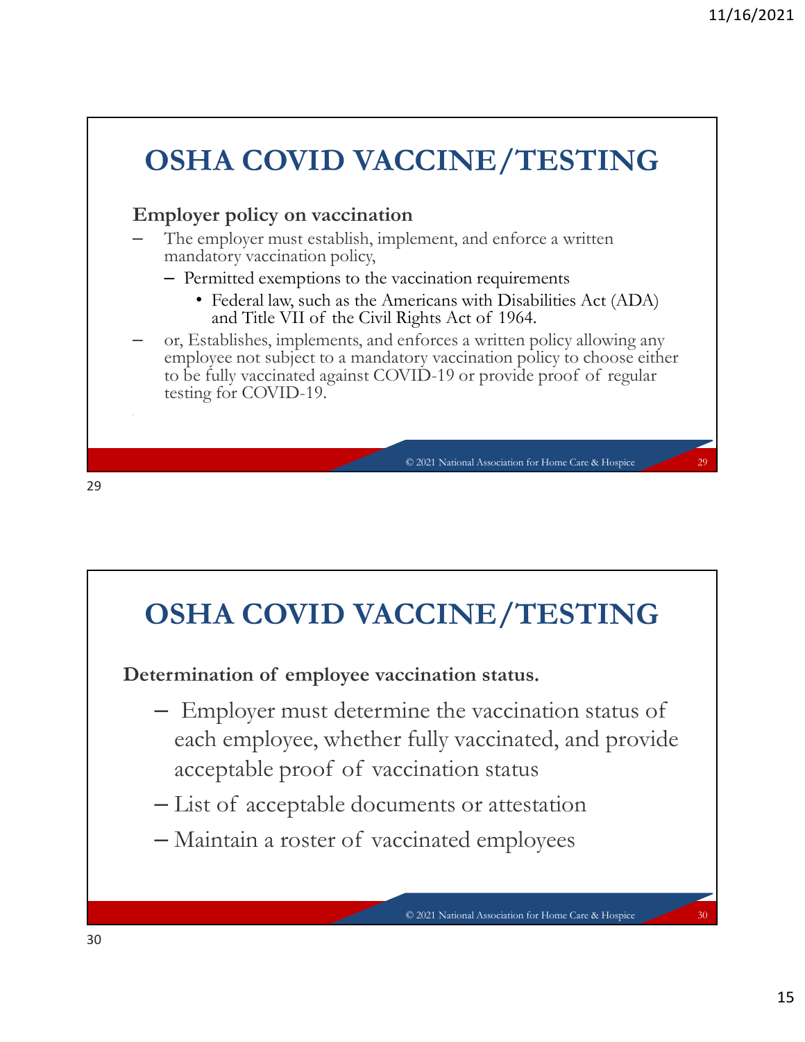# OSHA COVID VACCINE/TESTING

**Employer policy on vaccination**

- The employer must establish, implement, and enforce a written mandatory vaccination policy,
  - Permitted exemptions to the vaccination requirements
    - Federal law, such as the Americans with Disabilities Act (ADA) and Title VII of the Civil Rights Act of 1964.
- or, Establishes, implements, and enforces a written policy allowing any employee not subject to a mandatory vaccination policy to choose either to be fully vaccinated against COVID-19 or provide proof of regular testing for COVID-19.

# OSHA COVID VACCINE/TESTING

**Determination of employee vaccination status.**

- Employer must determine the vaccination status of each employee, whether fully vaccinated, and provide acceptable proof of vaccination status
- List of acceptable documents or attestation
- Maintain a roster of vaccinated employees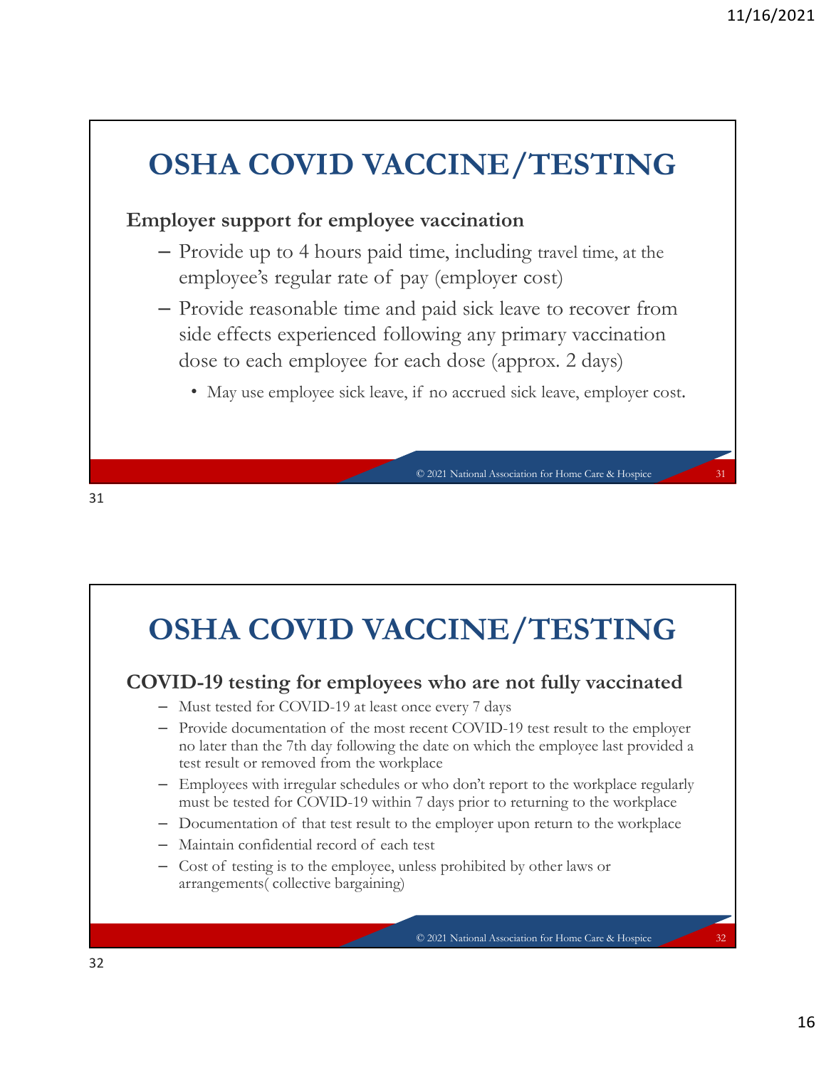# OSHA COVID VACCINE/TESTING

**Employer support for employee vaccination**

- Provide up to 4 hours paid time, including travel time, at the employee's regular rate of pay (employer cost)
- Provide reasonable time and paid sick leave to recover from side effects experienced following any primary vaccination dose to each employee for each dose (approx. 2 days)
  - May use employee sick leave, if no accrued sick leave, employer cost.

© 2021 National Association for Home Care & Hospice

# OSHA COVID VACCINE/TESTING

**COVID-19 testing for employees who are not fully vaccinated**

- Must tested for COVID-19 at least once every 7 days
- Provide documentation of the most recent COVID-19 test result to the employer no later than the 7th day following the date on which the employee last provided a test result or removed from the workplace
- Employees with irregular schedules or who don't report to the workplace regularly must be tested for COVID-19 within 7 days prior to returning to the workplace
- Documentation of that test result to the employer upon return to the workplace
- Maintain confidential record of each test
- Cost of testing is to the employee, unless prohibited by other laws or arrangements( collective bargaining)

© 2021 National Association for Home Care & Hospice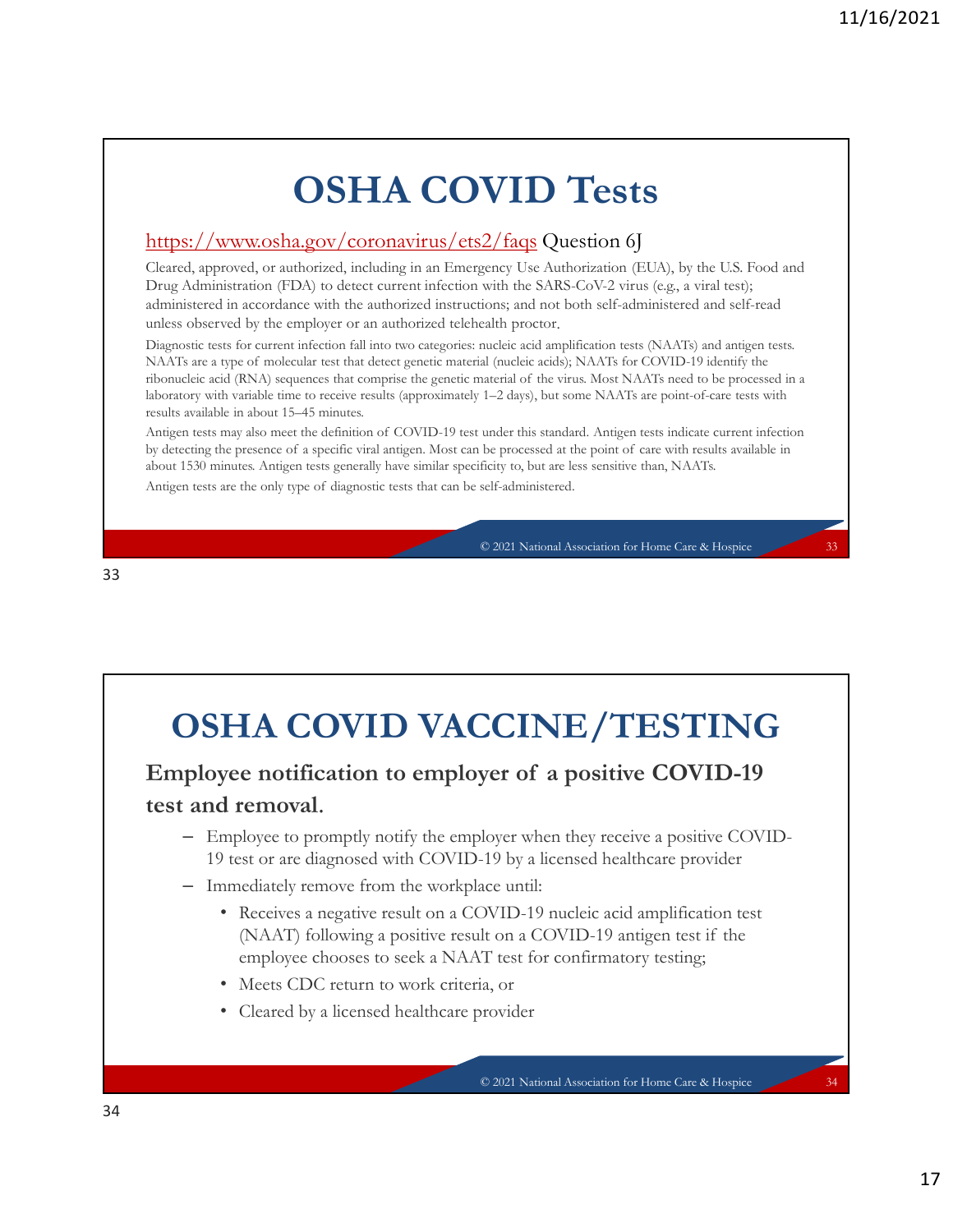# OSHA COVID Tests

https://www.osha.gov/coronavirus/ets2/faqs Question 6J

Cleared, approved, or authorized, including in an Emergency Use Authorization (EUA), by the U.S. Food and Drug Administration (FDA) to detect current infection with the SARS-CoV-2 virus (e.g., a viral test); administered in accordance with the authorized instructions; and not both self-administered and self-read unless observed by the employer or an authorized telehealth proctor.

Diagnostic tests for current infection fall into two categories: nucleic acid amplification tests (NAATs) and antigen tests. NAATs are a type of molecular test that detect genetic material (nucleic acids); NAATs for COVID-19 identify the ribonucleic acid (RNA) sequences that comprise the genetic material of the virus. Most NAATs need to be processed in a laboratory with variable time to receive results (approximately 1–2 days), but some NAATs are point-of-care tests with results available in about 15–45 minutes.

Antigen tests may also meet the definition of COVID-19 test under this standard. Antigen tests indicate current infection by detecting the presence of a specific viral antigen. Most can be processed at the point of care with results available in about 1530 minutes. Antigen tests generally have similar specificity to, but are less sensitive than, NAATs.

Antigen tests are the only type of diagnostic tests that can be self-administered.

# OSHA COVID VACCINE/TESTING

**Employee notification to employer of a positive COVID-19 test and removal.**

- Employee to promptly notify the employer when they receive a positive COVID-19 test or are diagnosed with COVID-19 by a licensed healthcare provider
- Immediately remove from the workplace until:
  - Receives a negative result on a COVID-19 nucleic acid amplification test (NAAT) following a positive result on a COVID-19 antigen test if the employee chooses to seek a NAAT test for confirmatory testing;
  - Meets CDC return to work criteria, or
  - Cleared by a licensed healthcare provider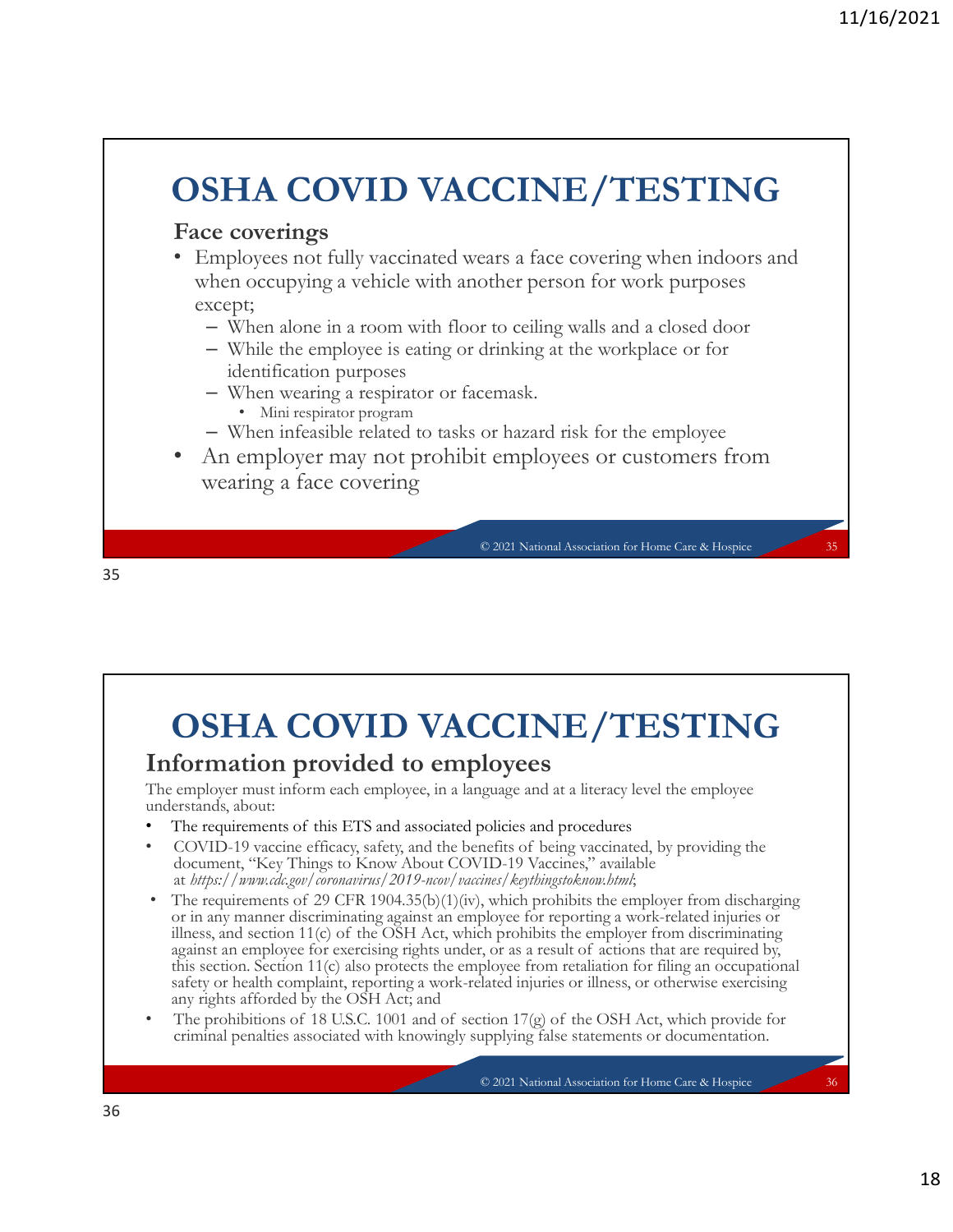# OSHA COVID VACCINE/TESTING

## Face coverings

- Employees not fully vaccinated wears a face covering when indoors and when occupying a vehicle with another person for work purposes except;
  - When alone in a room with floor to ceiling walls and a closed door
  - While the employee is eating or drinking at the workplace or for identification purposes
  - When wearing a respirator or facemask.
    - Mini respirator program
  - When infeasible related to tasks or hazard risk for the employee
- An employer may not prohibit employees or customers from wearing a face covering

# OSHA COVID VACCINE/TESTING

## Information provided to employees

The employer must inform each employee, in a language and at a literacy level the employee understands, about:

- The requirements of this ETS and associated policies and procedures
- COVID-19 vaccine efficacy, safety, and the benefits of being vaccinated, by providing the document, "Key Things to Know About COVID-19 Vaccines," available at *https://www.cdc.gov/coronavirus/2019-ncov/vaccines/keythingstoknow.html*;
- The requirements of 29 CFR 1904.35(b)(1)(iv), which prohibits the employer from discharging or in any manner discriminating against an employee for reporting a work-related injuries or illness, and section 11(c) of the OSH Act, which prohibits the employer from discriminating against an employee for exercising rights under, or as a result of actions that are required by, this section. Section 11(c) also protects the employee from retaliation for filing an occupational safety or health complaint, reporting a work-related injuries or illness, or otherwise exercising any rights afforded by the OSH Act; and
- The prohibitions of 18 U.S.C. 1001 and of section 17(g) of the OSH Act, which provide for criminal penalties associated with knowingly supplying false statements or documentation.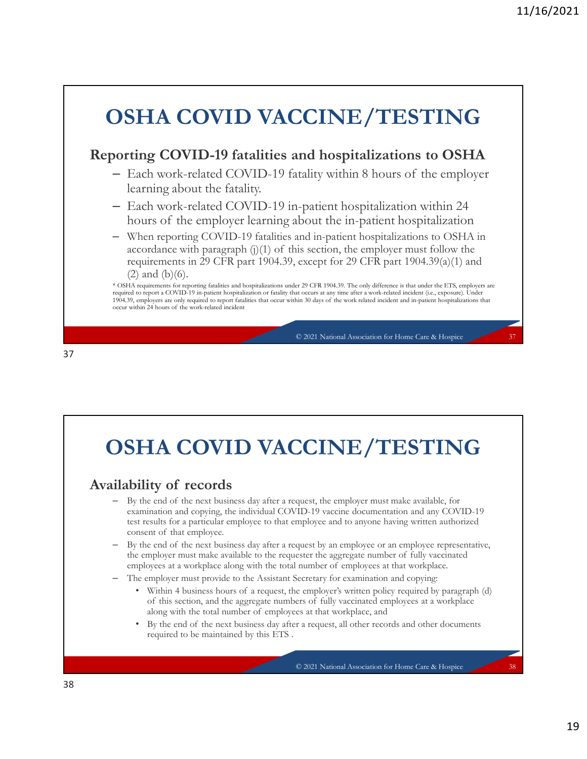# OSHA COVID VACCINE/TESTING

## Reporting COVID-19 fatalities and hospitalizations to OSHA

- Each work-related COVID-19 fatality within 8 hours of the employer learning about the fatality.
- Each work-related COVID-19 in-patient hospitalization within 24 hours of the employer learning about the in-patient hospitalization
- When reporting COVID-19 fatalities and in-patient hospitalizations to OSHA in accordance with paragraph (j)(1) of this section, the employer must follow the requirements in 29 CFR part 1904.39, except for 29 CFR part 1904.39(a)(1) and (2) and (b)(6).

* OSHA requirements for reporting fatalities and hospitalizations under 29 CFR 1904.39. The only difference is that under the ETS, employers are required to report a COVID-19 in-patient hospitalization or fatality that occurs at any time after a work-related incident (i.e., exposure). Under 1904.39, employers are only required to report fatalities that occur within 30 days of the work related incident and in-patient hospitalizations that occur within 24 hours of the work-related incident

© 2021 National Association for Home Care & Hospice

# OSHA COVID VACCINE/TESTING

## Availability of records

- By the end of the next business day after a request, the employer must make available, for examination and copying, the individual COVID-19 vaccine documentation and any COVID-19 test results for a particular employee to that employee and to anyone having written authorized consent of that employee.
- By the end of the next business day after a request by an employee or an employee representative, the employer must make available to the requester the aggregate number of fully vaccinated employees at a workplace along with the total number of employees at that workplace.
- The employer must provide to the Assistant Secretary for examination and copying:
  - Within 4 business hours of a request, the employer's written policy required by paragraph (d) of this section, and the aggregate numbers of fully vaccinated employees at a workplace along with the total number of employees at that workplace, and
  - By the end of the next business day after a request, all other records and other documents required to be maintained by this ETS .

© 2021 National Association for Home Care & Hospice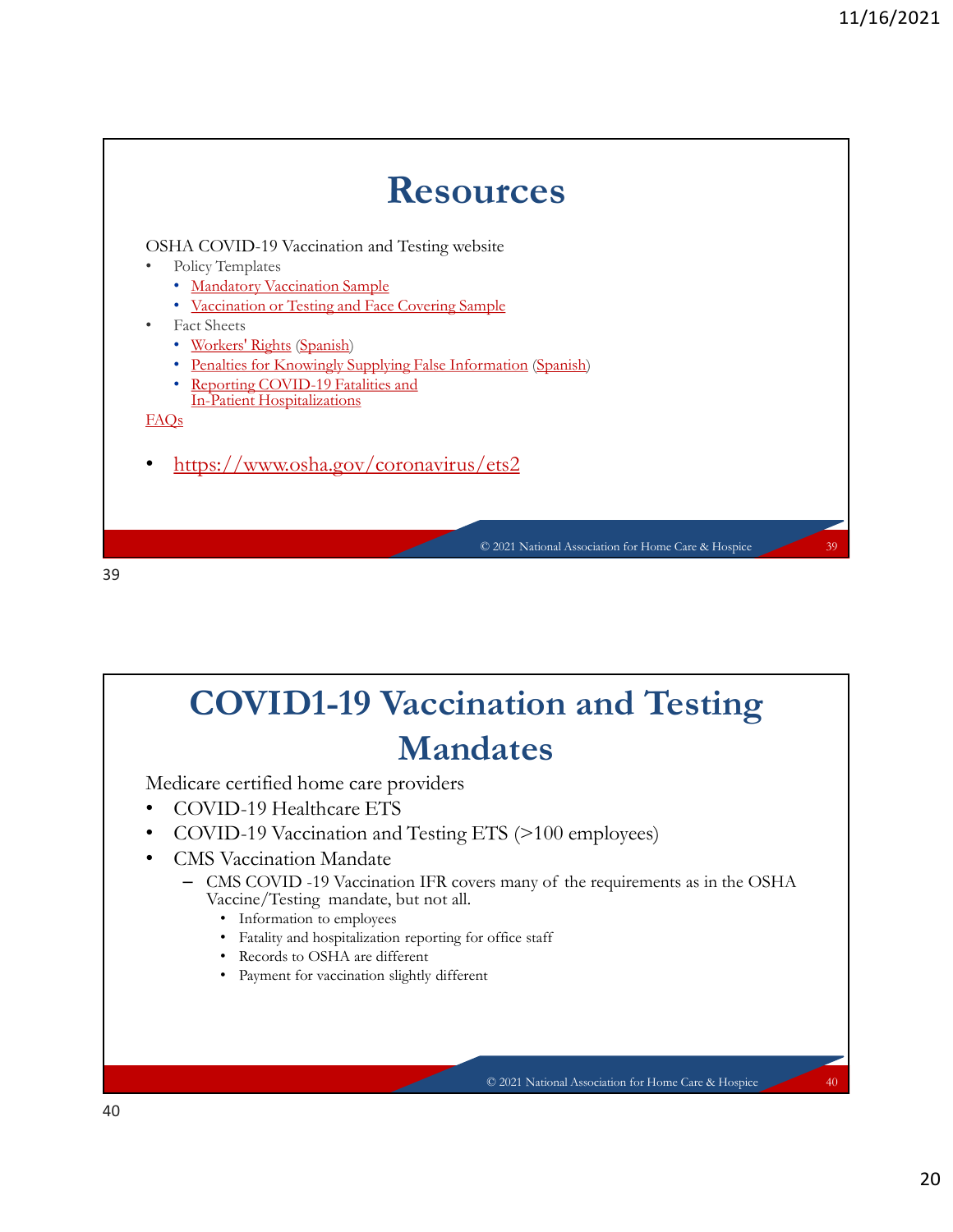# Resources

OSHA COVID-19 Vaccination and Testing website

- Policy Templates
  - Mandatory Vaccination Sample
  - Vaccination or Testing and Face Covering Sample
- Fact Sheets
  - Workers' Rights (Spanish)
  - Penalties for Knowingly Supplying False Information (Spanish)
  - Reporting COVID-19 Fatalities and In-Patient Hospitalizations

FAQs

- https://www.osha.gov/coronavirus/ets2

© 2021 National Association for Home Care & Hospice

# COVID1-19 Vaccination and Testing Mandates

Medicare certified home care providers

- COVID-19 Healthcare ETS
- COVID-19 Vaccination and Testing ETS (>100 employees)
- CMS Vaccination Mandate
  - CMS COVID -19 Vaccination IFR covers many of the requirements as in the OSHA Vaccine/Testing mandate, but not all.
    - Information to employees
    - Fatality and hospitalization reporting for office staff
    - Records to OSHA are different
    - Payment for vaccination slightly different

© 2021 National Association for Home Care & Hospice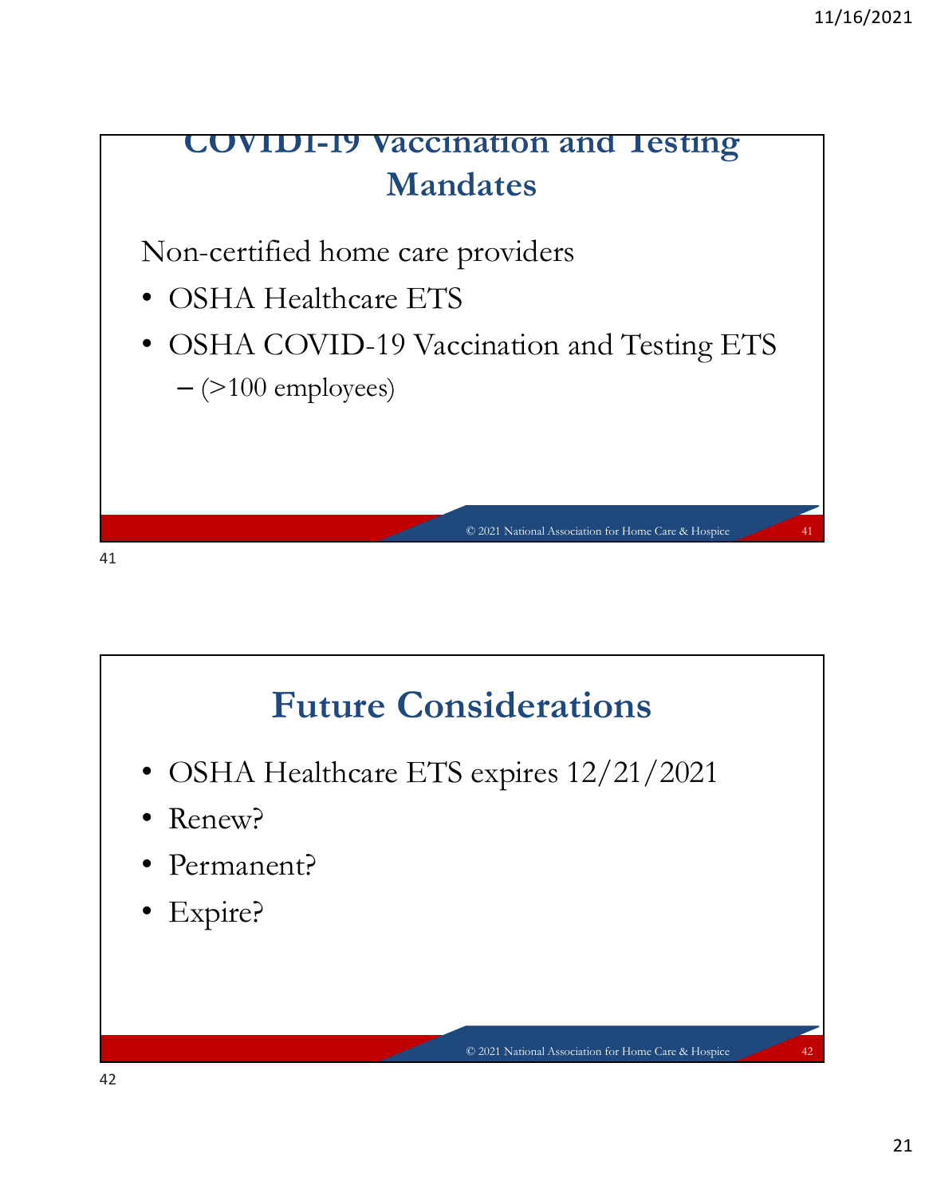## COVID-19 Vaccination and Testing Mandates

Non-certified home care providers

- OSHA Healthcare ETS
- OSHA COVID-19 Vaccination and Testing ETS
  - (>100 employees)

## Future Considerations

- OSHA Healthcare ETS expires 12/21/2021
- Renew?
- Permanent?
- Expire?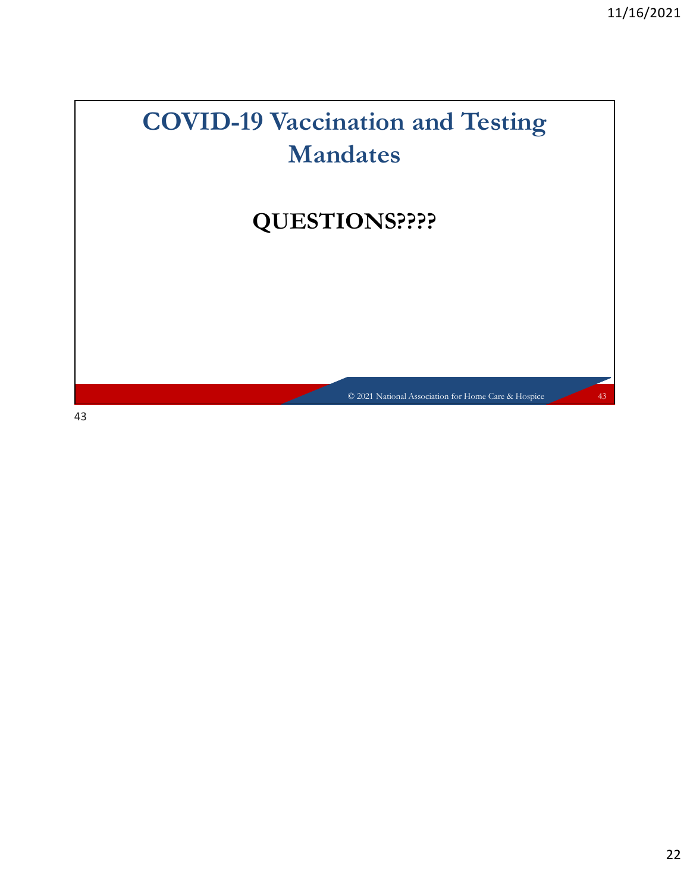# COVID-19 Vaccination and Testing Mandates

## QUESTIONS????

© 2021 National Association for Home Care & Hospice